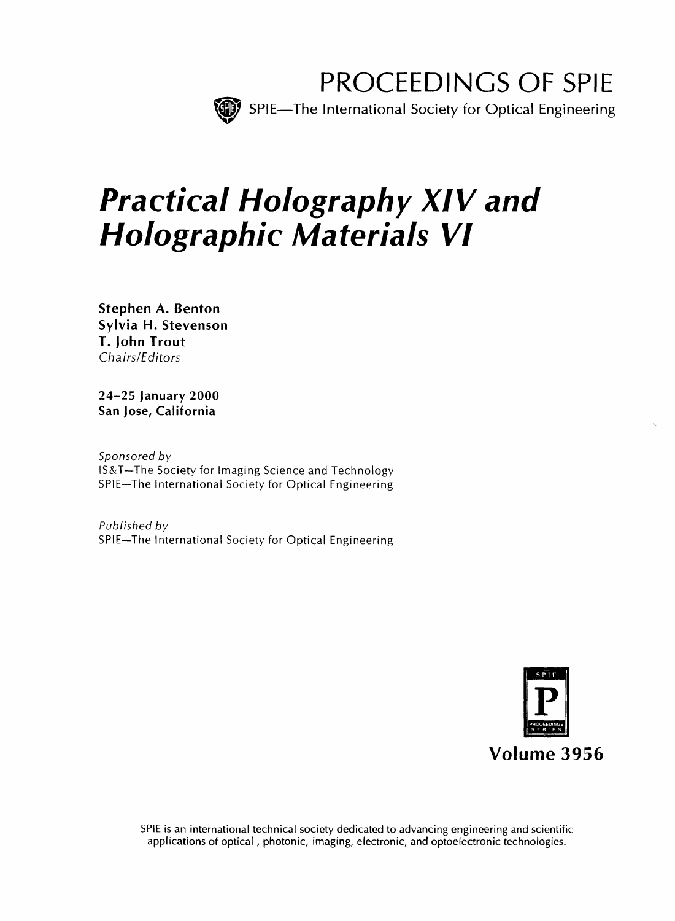PROCEEDINGS OF SPIE

SPIE—The International Society for Optical Engineering

# *Practical Holography XIV and Holographic Materials VI*

**Stephen A. Benton**
**Sylvia H. Stevenson**
**T. John Trout**
*Chairs/Editors*

**24–25 January 2000**
**San Jose, California**

*Sponsored by*
IS&T—The Society for Imaging Science and Technology
SPIE—The International Society for Optical Engineering

*Published by*
SPIE—The International Society for Optical Engineering

**Volume 3956**

SPIE is an international technical society dedicated to advancing engineering and scientific applications of optical, photonic, imaging, electronic, and optoelectronic technologies.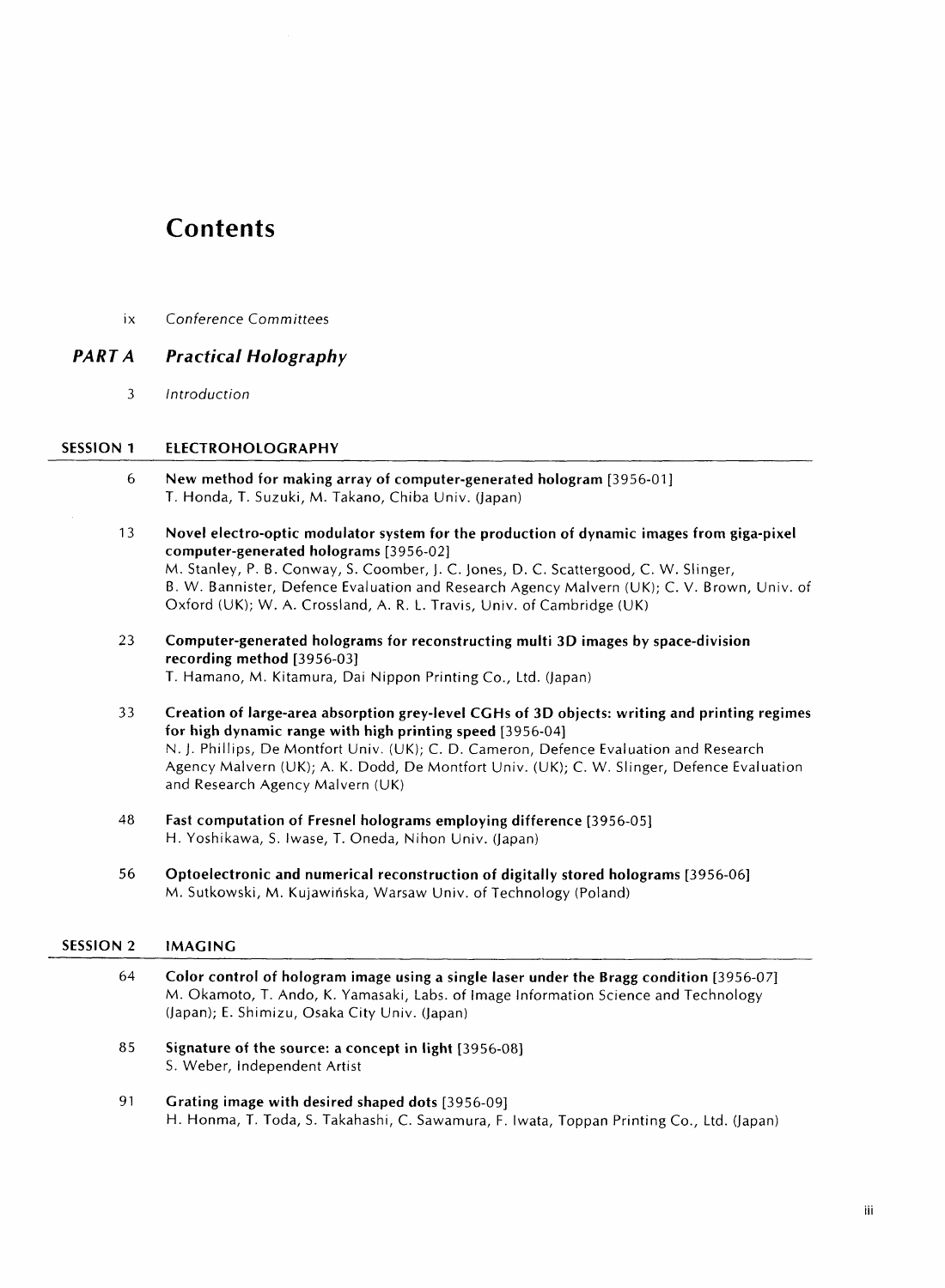# Contents

ix *Conference Committees*

## *PART A Practical Holography*

3 *Introduction*

### SESSION 1 ELECTROHOLOGRAPHY

6 **New method for making array of computer-generated hologram** [3956-01]
T. Honda, T. Suzuki, M. Takano, Chiba Univ. (Japan)

13 **Novel electro-optic modulator system for the production of dynamic images from giga-pixel computer-generated holograms** [3956-02]
M. Stanley, P. B. Conway, S. Coomber, J. C. Jones, D. C. Scattergood, C. W. Slinger, B. W. Bannister, Defence Evaluation and Research Agency Malvern (UK); C. V. Brown, Univ. of Oxford (UK); W. A. Crossland, A. R. L. Travis, Univ. of Cambridge (UK)

23 **Computer-generated holograms for reconstructing multi 3D images by space-division recording method** [3956-03]
T. Hamano, M. Kitamura, Dai Nippon Printing Co., Ltd. (Japan)

33 **Creation of large-area absorption grey-level CGHs of 3D objects: writing and printing regimes for high dynamic range with high printing speed** [3956-04]
N. J. Phillips, De Montfort Univ. (UK); C. D. Cameron, Defence Evaluation and Research Agency Malvern (UK); A. K. Dodd, De Montfort Univ. (UK); C. W. Slinger, Defence Evaluation and Research Agency Malvern (UK)

48 **Fast computation of Fresnel holograms employing difference** [3956-05]
H. Yoshikawa, S. Iwase, T. Oneda, Nihon Univ. (Japan)

56 **Optoelectronic and numerical reconstruction of digitally stored holograms** [3956-06]
M. Sutkowski, M. Kujawińska, Warsaw Univ. of Technology (Poland)

### SESSION 2 IMAGING

64 **Color control of hologram image using a single laser under the Bragg condition** [3956-07]
M. Okamoto, T. Ando, K. Yamasaki, Labs. of Image Information Science and Technology (Japan); E. Shimizu, Osaka City Univ. (Japan)

85 **Signature of the source: a concept in light** [3956-08]
S. Weber, Independent Artist

91 **Grating image with desired shaped dots** [3956-09]
H. Honma, T. Toda, S. Takahashi, C. Sawamura, F. Iwata, Toppan Printing Co., Ltd. (Japan)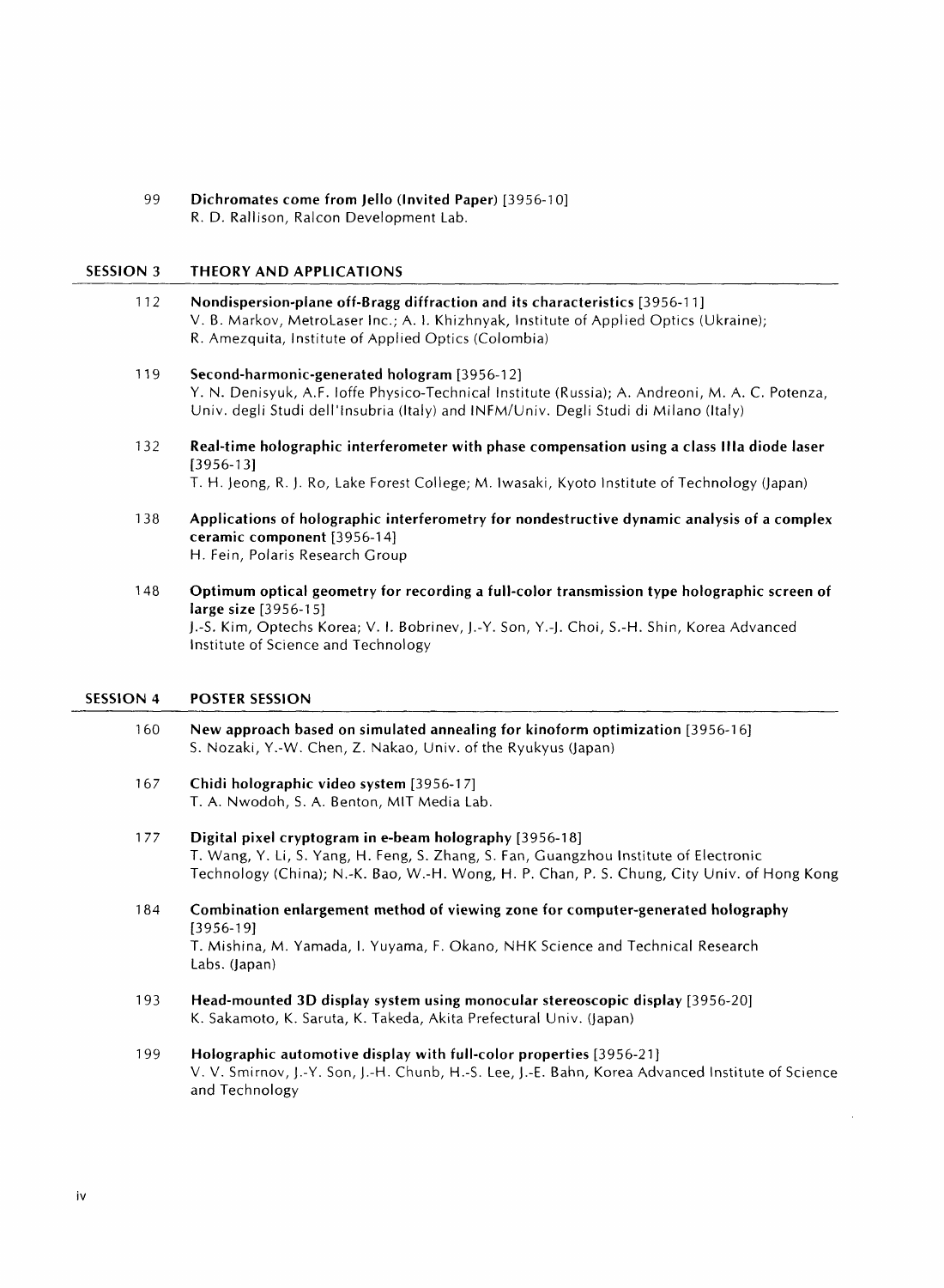99 **Dichromates come from Jello (Invited Paper)** [3956-10]
R. D. Rallison, Ralcon Development Lab.

## SESSION 3 THEORY AND APPLICATIONS

112 **Nondispersion-plane off-Bragg diffraction and its characteristics** [3956-11]
V. B. Markov, MetroLaser Inc.; A. I. Khizhnyak, Institute of Applied Optics (Ukraine); R. Amezquita, Institute of Applied Optics (Colombia)

119 **Second-harmonic-generated hologram** [3956-12]
Y. N. Denisyuk, A.F. Ioffe Physico-Technical Institute (Russia); A. Andreoni, M. A. C. Potenza, Univ. degli Studi dell'Insubria (Italy) and INFM/Univ. Degli Studi di Milano (Italy)

132 **Real-time holographic interferometer with phase compensation using a class IIIa diode laser** [3956-13]
T. H. Jeong, R. J. Ro, Lake Forest College; M. Iwasaki, Kyoto Institute of Technology (Japan)

138 **Applications of holographic interferometry for nondestructive dynamic analysis of a complex ceramic component** [3956-14]
H. Fein, Polaris Research Group

148 **Optimum optical geometry for recording a full-color transmission type holographic screen of large size** [3956-15]
J.-S. Kim, Optechs Korea; V. I. Bobrinev, J.-Y. Son, Y.-J. Choi, S.-H. Shin, Korea Advanced Institute of Science and Technology

## SESSION 4 POSTER SESSION

160 **New approach based on simulated annealing for kinoform optimization** [3956-16]
S. Nozaki, Y.-W. Chen, Z. Nakao, Univ. of the Ryukyus (Japan)

167 **Chidi holographic video system** [3956-17]
T. A. Nwodoh, S. A. Benton, MIT Media Lab.

177 **Digital pixel cryptogram in e-beam holography** [3956-18]
T. Wang, Y. Li, S. Yang, H. Feng, S. Zhang, S. Fan, Guangzhou Institute of Electronic Technology (China); N.-K. Bao, W.-H. Wong, H. P. Chan, P. S. Chung, City Univ. of Hong Kong

184 **Combination enlargement method of viewing zone for computer-generated holography** [3956-19]
T. Mishina, M. Yamada, I. Yuyama, F. Okano, NHK Science and Technical Research Labs. (Japan)

193 **Head-mounted 3D display system using monocular stereoscopic display** [3956-20]
K. Sakamoto, K. Saruta, K. Takeda, Akita Prefectural Univ. (Japan)

199 **Holographic automotive display with full-color properties** [3956-21]
V. V. Smirnov, J.-Y. Son, J.-H. Chunb, H.-S. Lee, J.-E. Bahn, Korea Advanced Institute of Science and Technology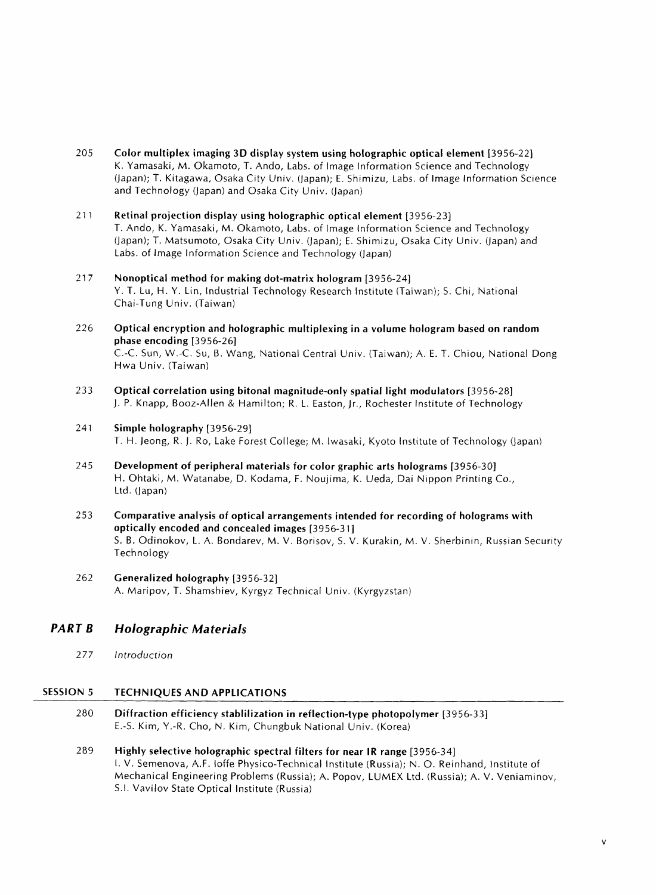205 **Color multiplex imaging 3D display system using holographic optical element** [3956-22]
K. Yamasaki, M. Okamoto, T. Ando, Labs. of Image Information Science and Technology (Japan); T. Kitagawa, Osaka City Univ. (Japan); E. Shimizu, Labs. of Image Information Science and Technology (Japan) and Osaka City Univ. (Japan)

211 **Retinal projection display using holographic optical element** [3956-23]
T. Ando, K. Yamasaki, M. Okamoto, Labs. of Image Information Science and Technology (Japan); T. Matsumoto, Osaka City Univ. (Japan); E. Shimizu, Osaka City Univ. (Japan) and Labs. of Image Information Science and Technology (Japan)

217 **Nonoptical method for making dot-matrix hologram** [3956-24]
Y. T. Lu, H. Y. Lin, Industrial Technology Research Institute (Taiwan); S. Chi, National Chai-Tung Univ. (Taiwan)

226 **Optical encryption and holographic multiplexing in a volume hologram based on random phase encoding** [3956-26]
C.-C. Sun, W.-C. Su, B. Wang, National Central Univ. (Taiwan); A. E. T. Chiou, National Dong Hwa Univ. (Taiwan)

233 **Optical correlation using bitonal magnitude-only spatial light modulators** [3956-28]
J. P. Knapp, Booz-Allen & Hamilton; R. L. Easton, Jr., Rochester Institute of Technology

241 **Simple holography** [3956-29]
T. H. Jeong, R. J. Ro, Lake Forest College; M. Iwasaki, Kyoto Institute of Technology (Japan)

245 **Development of peripheral materials for color graphic arts holograms** [3956-30]
H. Ohtaki, M. Watanabe, D. Kodama, F. Noujima, K. Ueda, Dai Nippon Printing Co., Ltd. (Japan)

253 **Comparative analysis of optical arrangements intended for recording of holograms with optically encoded and concealed images** [3956-31]
S. B. Odinokov, L. A. Bondarev, M. V. Borisov, S. V. Kurakin, M. V. Sherbinin, Russian Security Technology

262 **Generalized holography** [3956-32]
A. Maripov, T. Shamshiev, Kyrgyz Technical Univ. (Kyrgyzstan)

## PART B *Holographic Materials*

277 *Introduction*

### SESSION 5 TECHNIQUES AND APPLICATIONS

280 **Diffraction efficiency stablilization in reflection-type photopolymer** [3956-33]
E.-S. Kim, Y.-R. Cho, N. Kim, Chungbuk National Univ. (Korea)

289 **Highly selective holographic spectral filters for near IR range** [3956-34]
I. V. Semenova, A.F. Ioffe Physico-Technical Institute (Russia); N. O. Reinhand, Institute of Mechanical Engineering Problems (Russia); A. Popov, LUMEX Ltd. (Russia); A. V. Veniaminov, S.I. Vavilov State Optical Institute (Russia)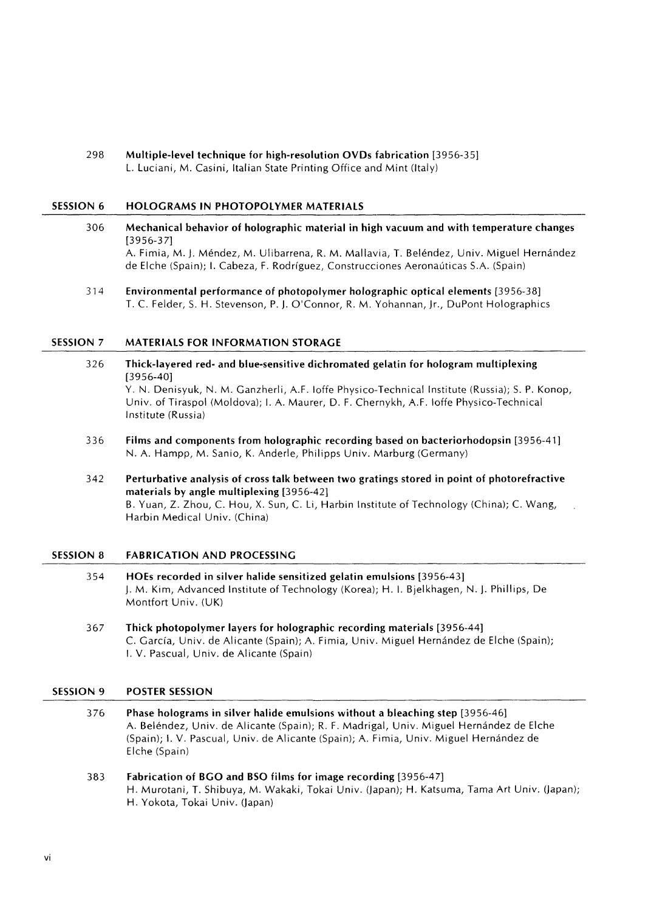298 **Multiple-level technique for high-resolution OVDs fabrication** [3956-35]
L. Luciani, M. Casini, Italian State Printing Office and Mint (Italy)

## SESSION 6 HOLOGRAMS IN PHOTOPOLYMER MATERIALS

306 **Mechanical behavior of holographic material in high vacuum and with temperature changes** [3956-37]
A. Fimia, M. J. Méndez, M. Ulibarrena, R. M. Mallavia, T. Beléndez, Univ. Miguel Hernández de Elche (Spain); I. Cabeza, F. Rodríguez, Construcciones Aeronaúticas S.A. (Spain)

314 **Environmental performance of photopolymer holographic optical elements** [3956-38]
T. C. Felder, S. H. Stevenson, P. J. O'Connor, R. M. Yohannan, Jr., DuPont Holographics

## SESSION 7 MATERIALS FOR INFORMATION STORAGE

326 **Thick-layered red- and blue-sensitive dichromated gelatin for hologram multiplexing** [3956-40]
Y. N. Denisyuk, N. M. Ganzherli, A.F. Ioffe Physico-Technical Institute (Russia); S. P. Konop, Univ. of Tiraspol (Moldova); I. A. Maurer, D. F. Chernykh, A.F. Ioffe Physico-Technical Institute (Russia)

336 **Films and components from holographic recording based on bacteriorhodopsin** [3956-41]
N. A. Hampp, M. Sanio, K. Anderle, Philipps Univ. Marburg (Germany)

342 **Perturbative analysis of cross talk between two gratings stored in point of photorefractive materials by angle multiplexing** [3956-42]
B. Yuan, Z. Zhou, C. Hou, X. Sun, C. Li, Harbin Institute of Technology (China); C. Wang, Harbin Medical Univ. (China)

## SESSION 8 FABRICATION AND PROCESSING

354 **HOEs recorded in silver halide sensitized gelatin emulsions** [3956-43]
J. M. Kim, Advanced Institute of Technology (Korea); H. I. Bjelkhagen, N. J. Phillips, De Montfort Univ. (UK)

367 **Thick photopolymer layers for holographic recording materials** [3956-44]
C. García, Univ. de Alicante (Spain); A. Fimia, Univ. Miguel Hernández de Elche (Spain); I. V. Pascual, Univ. de Alicante (Spain)

## SESSION 9 POSTER SESSION

376 **Phase holograms in silver halide emulsions without a bleaching step** [3956-46]
A. Beléndez, Univ. de Alicante (Spain); R. F. Madrigal, Univ. Miguel Hernández de Elche (Spain); I. V. Pascual, Univ. de Alicante (Spain); A. Fimia, Univ. Miguel Hernández de Elche (Spain)

383 **Fabrication of BGO and BSO films for image recording** [3956-47]
H. Murotani, T. Shibuya, M. Wakaki, Tokai Univ. (Japan); H. Katsuma, Tama Art Univ. (Japan); H. Yokota, Tokai Univ. (Japan)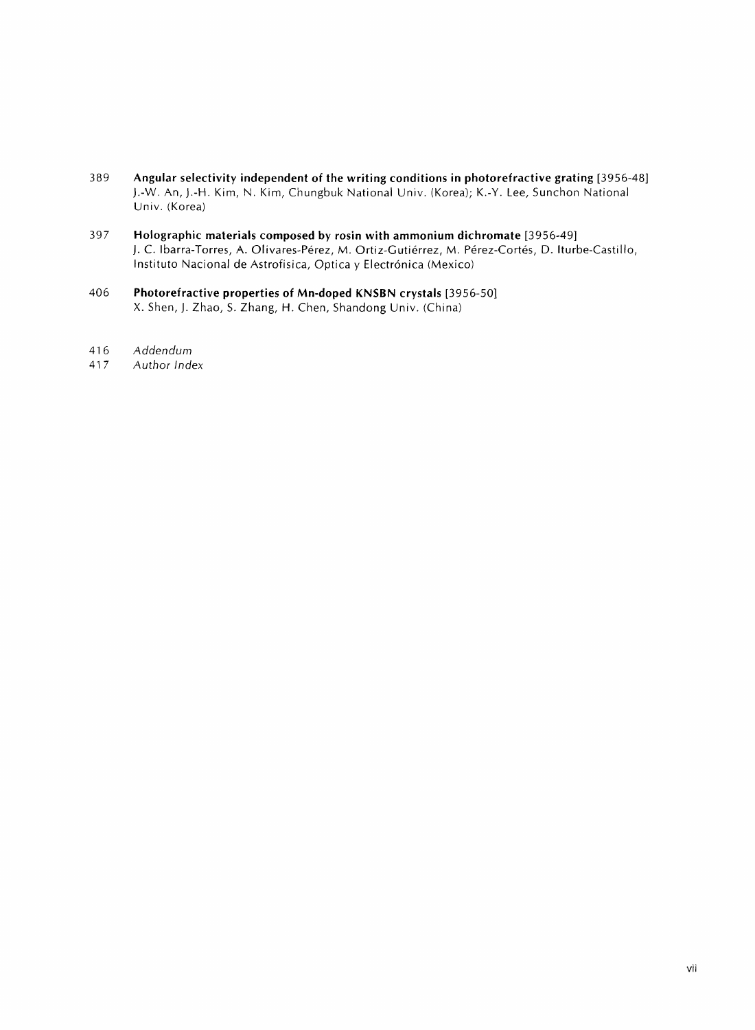389 **Angular selectivity independent of the writing conditions in photorefractive grating** [3956-48]
J.-W. An, J.-H. Kim, N. Kim, Chungbuk National Univ. (Korea); K.-Y. Lee, Sunchon National Univ. (Korea)

397 **Holographic materials composed by rosin with ammonium dichromate** [3956-49]
J. C. Ibarra-Torres, A. Olivares-Pérez, M. Ortiz-Gutiérrez, M. Pérez-Cortés, D. Iturbe-Castillo, Instituto Nacional de Astrofisica, Optica y Electrónica (Mexico)

406 **Photorefractive properties of Mn-doped KNSBN crystals** [3956-50]
X. Shen, J. Zhao, S. Zhang, H. Chen, Shandong Univ. (China)

416 *Addendum*
417 *Author Index*